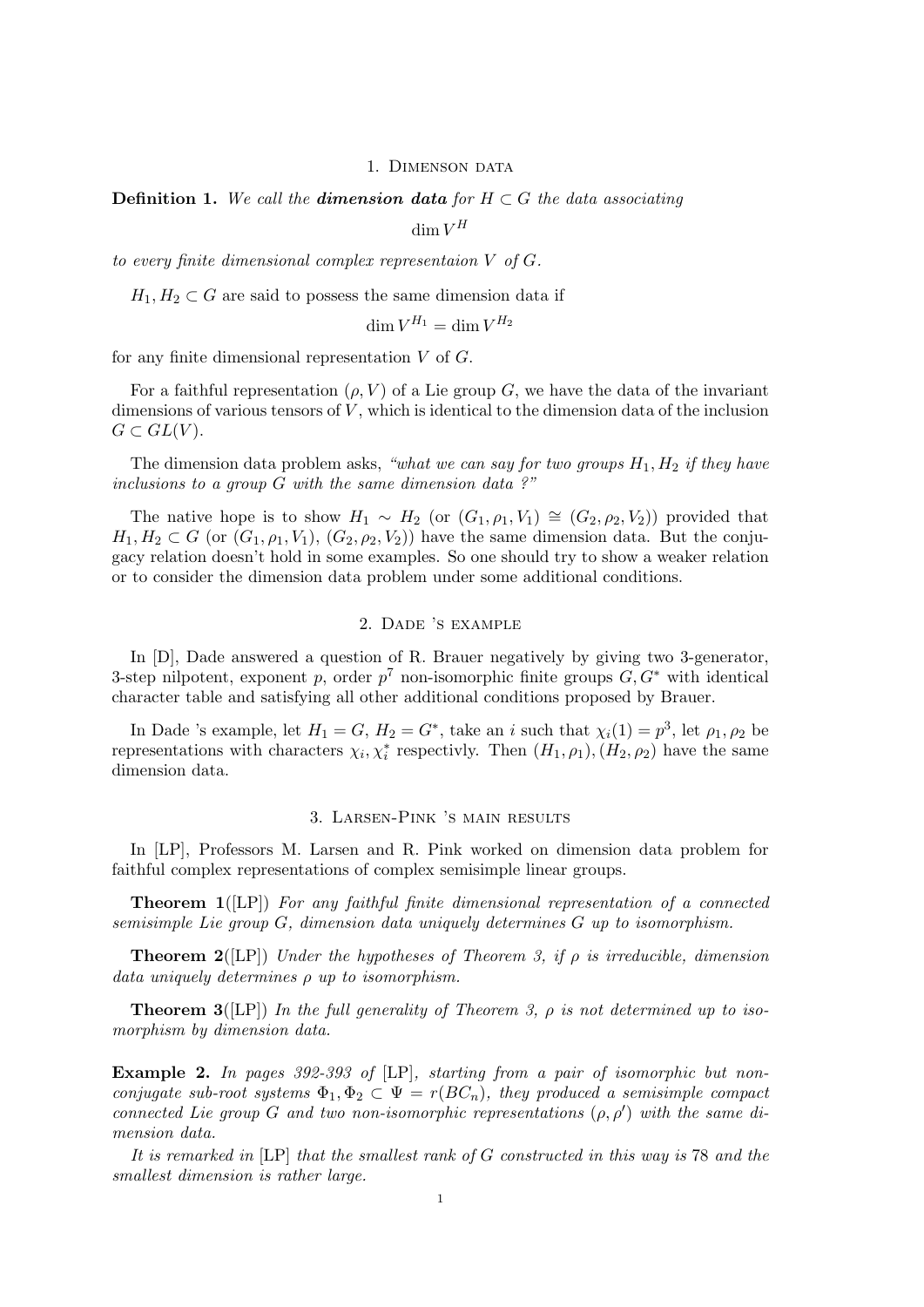## 1. Dimenson data

**Definition 1.** *We call the **dimension data** for $H \subset G$ the data associating*

$$\dim V^H$$

*to every finite dimensional complex representaion $V$ of $G$.*

$H_1, H_2 \subset G$ are said to possess the same dimension data if

$$\dim V^{H_1} = \dim V^{H_2}$$

for any finite dimensional representation $V$ of $G$.

For a faithful representation $(\rho, V)$ of a Lie group $G$, we have the data of the invariant dimensions of various tensors of $V$, which is identical to the dimension data of the inclusion $G \subset GL(V)$.

The dimension data problem asks, *"what we can say for two groups $H_1, H_2$ if they have inclusions to a group $G$ with the same dimension data ?"*

The native hope is to show $H_1 \sim H_2$ (or $(G_1, \rho_1, V_1) \cong (G_2, \rho_2, V_2)$) provided that $H_1, H_2 \subset G$ (or $(G_1, \rho_1, V_1)$, $(G_2, \rho_2, V_2)$) have the same dimension data. But the conjugacy relation doesn't hold in some examples. So one should try to show a weaker relation or to consider the dimension data problem under some additional conditions.

## 2. Dade 's example

In [D], Dade answered a question of R. Brauer negatively by giving two 3-generator, 3-step nilpotent, exponent $p$, order $p^7$ non-isomorphic finite groups $G, G^*$ with identical character table and satisfying all other additional conditions proposed by Brauer.

In Dade 's example, let $H_1 = G$, $H_2 = G^*$, take an $i$ such that $\chi_i(1) = p^3$, let $\rho_1, \rho_2$ be representations with characters $\chi_i, \chi_i^*$ respectivly. Then $(H_1, \rho_1), (H_2, \rho_2)$ have the same dimension data.

## 3. Larsen-Pink 's main results

In [LP], Professors M. Larsen and R. Pink worked on dimension data problem for faithful complex representations of complex semisimple linear groups.

**Theorem 1**([LP]) *For any faithful finite dimensional representation of a connected semisimple Lie group $G$, dimension data uniquely determines $G$ up to isomorphism.*

**Theorem 2**([LP]) *Under the hypotheses of Theorem 3, if $\rho$ is irreducible, dimension data uniquely determines $\rho$ up to isomorphism.*

**Theorem 3**([LP]) *In the full generality of Theorem 3, $\rho$ is not determined up to isomorphism by dimension data.*

**Example 2.** *In pages 392-393 of* [LP]*, starting from a pair of isomorphic but non-conjugate sub-root systems $\Phi_1, \Phi_2 \subset \Psi = r(BC_n)$, they produced a semisimple compact connected Lie group $G$ and two non-isomorphic representations $(\rho, \rho')$ with the same dimension data.*

*It is remarked in* [LP] *that the smallest rank of $G$ constructed in this way is 78 and the smallest dimension is rather large.*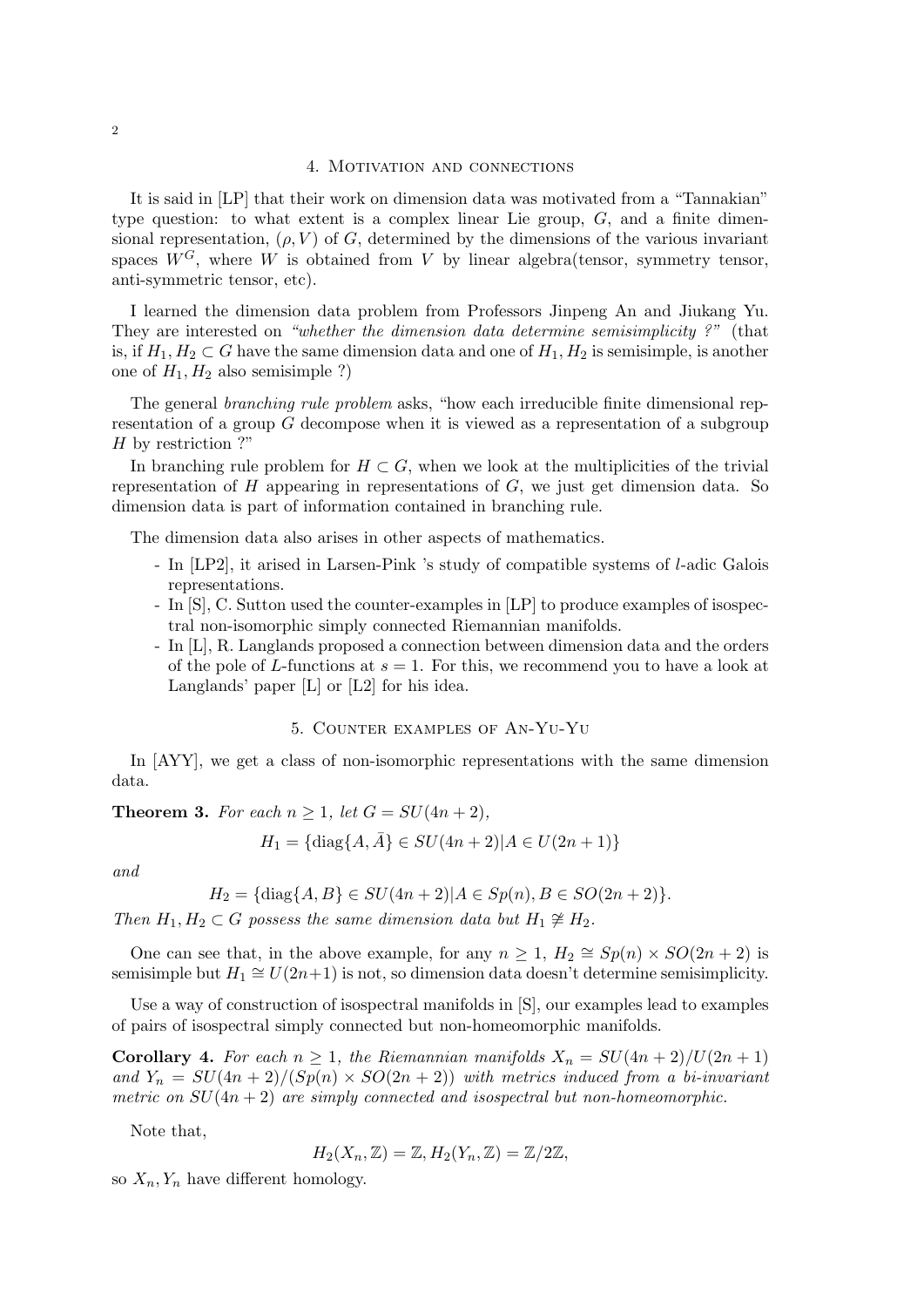## 4. Motivation and connections

It is said in [LP] that their work on dimension data was motivated from a "Tannakian" type question: to what extent is a complex linear Lie group, $G$, and a finite dimensional representation, $(\rho, V)$ of $G$, determined by the dimensions of the various invariant spaces $W^G$, where $W$ is obtained from $V$ by linear algebra(tensor, symmetry tensor, anti-symmetric tensor, etc).

I learned the dimension data problem from Professors Jinpeng An and Jiukang Yu. They are interested on *"whether the dimension data determine semisimplicity ?"* (that is, if $H_1, H_2 \subset G$ have the same dimension data and one of $H_1, H_2$ is semisimple, is another one of $H_1, H_2$ also semisimple ?)

The general *branching rule problem* asks, "how each irreducible finite dimensional representation of a group $G$ decompose when it is viewed as a representation of a subgroup $H$ by restriction ?"

In branching rule problem for $H \subset G$, when we look at the multiplicities of the trivial representation of $H$ appearing in representations of $G$, we just get dimension data. So dimension data is part of information contained in branching rule.

The dimension data also arises in other aspects of mathematics.

- In [LP2], it arised in Larsen-Pink 's study of compatible systems of $l$-adic Galois representations.
- In [S], C. Sutton used the counter-examples in [LP] to produce examples of isospectral non-isomorphic simply connected Riemannian manifolds.
- In [L], R. Langlands proposed a connection between dimension data and the orders of the pole of $L$-functions at $s = 1$. For this, we recommend you to have a look at Langlands' paper [L] or [L2] for his idea.

## 5. Counter examples of An-Yu-Yu

In [AYY], we get a class of non-isomorphic representations with the same dimension data.

**Theorem 3.** *For each $n \geq 1$, let $G = SU(4n+2)$,*

$$H_1 = \{\operatorname{diag}\{A, \bar{A}\} \in SU(4n+2) | A \in U(2n+1)\}$$

*and*

$$H_2 = \{\operatorname{diag}\{A, B\} \in SU(4n+2) | A \in Sp(n), B \in SO(2n+2)\}.$$

*Then $H_1, H_2 \subset G$ possess the same dimension data but $H_1 \ncong H_2$.*

One can see that, in the above example, for any $n \geq 1$, $H_2 \cong Sp(n) \times SO(2n+2)$ is semisimple but $H_1 \cong U(2n+1)$ is not, so dimension data doesn't determine semisimplicity.

Use a way of construction of isospectral manifolds in [S], our examples lead to examples of pairs of isospectral simply connected but non-homeomorphic manifolds.

**Corollary 4.** *For each $n \geq 1$, the Riemannian manifolds $X_n = SU(4n+2)/U(2n+1)$ and $Y_n = SU(4n+2)/(Sp(n) \times SO(2n+2))$ with metrics induced from a bi-invariant metric on $SU(4n+2)$ are simply connected and isospectral but non-homeomorphic.*

Note that,

$$H_2(X_n, \mathbb{Z}) = \mathbb{Z}, H_2(Y_n, \mathbb{Z}) = \mathbb{Z}/2\mathbb{Z},$$

so $X_n, Y_n$ have different homology.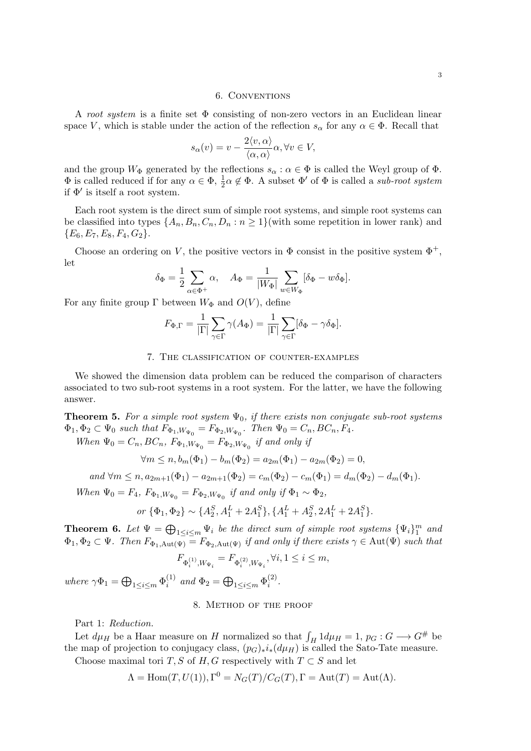## 6. Conventions

A *root system* is a finite set $\Phi$ consisting of non-zero vectors in an Euclidean linear space $V$, which is stable under the action of the reflection $s_\alpha$ for any $\alpha \in \Phi$. Recall that

$$s_\alpha(v) = v - \frac{2\langle v, \alpha\rangle}{\langle \alpha, \alpha\rangle}\alpha, \forall v \in V,$$

and the group $W_\Phi$ generated by the reflections $s_\alpha : \alpha \in \Phi$ is called the Weyl group of $\Phi$. $\Phi$ is called reduced if for any $\alpha \in \Phi$, $\frac{1}{2}\alpha \notin \Phi$. A subset $\Phi'$ of $\Phi$ is called a *sub-root system* if $\Phi'$ is itself a root system.

Each root system is the direct sum of simple root systems, and simple root systems can be classified into types $\{A_n, B_n, C_n, D_n : n \geq 1\}$(with some repetition in lower rank) and $\{E_6, E_7, E_8, F_4, G_2\}$.

Choose an ordering on $V$, the positive vectors in $\Phi$ consist in the positive system $\Phi^+$, let

$$\delta_\Phi = \frac{1}{2}\sum_{\alpha\in\Phi^+}\alpha, \quad A_\Phi = \frac{1}{|W_\Phi|}\sum_{w\in W_\Phi}[\delta_\Phi - w\delta_\Phi].$$

For any finite group $\Gamma$ between $W_\Phi$ and $O(V)$, define

$$F_{\Phi,\Gamma} = \frac{1}{|\Gamma|}\sum_{\gamma\in\Gamma}\gamma(A_\Phi) = \frac{1}{|\Gamma|}\sum_{\gamma\in\Gamma}[\delta_\Phi - \gamma\delta_\Phi].$$

## 7. The classification of counter-examples

We showed the dimension data problem can be reduced the comparison of characters associated to two sub-root systems in a root system. For the latter, we have the following answer.

**Theorem 5.** *For a simple root system $\Psi_0$, if there exists non conjugate sub-root systems $\Phi_1, \Phi_2 \subset \Psi_0$ such that $F_{\Phi_1,W_{\Psi_0}} = F_{\Phi_2,W_{\Psi_0}}$. Then $\Psi_0 = C_n, BC_n, F_4$.*

*When $\Psi_0 = C_n, BC_n$, $F_{\Phi_1,W_{\Psi_0}} = F_{\Phi_2,W_{\Psi_0}}$ if and only if*

$$\forall m \leq n, b_m(\Phi_1) - b_m(\Phi_2) = a_{2m}(\Phi_1) - a_{2m}(\Phi_2) = 0,$$

$$\text{and } \forall m \leq n, a_{2m+1}(\Phi_1) - a_{2m+1}(\Phi_2) = c_m(\Phi_2) - c_m(\Phi_1) = d_m(\Phi_2) - d_m(\Phi_1).$$

*When $\Psi_0 = F_4$, $F_{\Phi_1,W_{\Psi_0}} = F_{\Phi_2,W_{\Psi_0}}$ if and only if $\Phi_1 \sim \Phi_2$,*

$$\text{or } \{\Phi_1, \Phi_2\} \sim \{A_2^S, A_1^L + 2A_1^S\}, \{A_1^L + A_2^S, 2A_1^L + 2A_1^S\}.$$

**Theorem 6.** *Let $\Psi = \bigoplus_{1\leq i\leq m}\Psi_i$ be the direct sum of simple root systems $\{\Psi_i\}_1^m$ and $\Phi_1, \Phi_2 \subset \Psi$. Then $F_{\Phi_1,\mathrm{Aut}(\Psi)} = F_{\Phi_2,\mathrm{Aut}(\Psi)}$ if and only if there exists $\gamma \in \mathrm{Aut}(\Psi)$ such that*

$$F_{\Phi_i^{(1)},W_{\Psi_i}} = F_{\Phi_i^{(2)},W_{\Psi_i}}, \forall i, 1 \leq i \leq m,$$

*where $\gamma\Phi_1 = \bigoplus_{1\leq i\leq m}\Phi_i^{(1)}$ and $\Phi_2 = \bigoplus_{1\leq i\leq m}\Phi_i^{(2)}$.*

## 8. Method of the proof

Part 1: *Reduction.*

Let $d\mu_H$ be a Haar measure on $H$ normalized so that $\int_H 1 d\mu_H = 1$, $p_G : G \longrightarrow G^\#$ be the map of projection to conjugacy class, $(p_G)_* i_*(d\mu_H)$ is called the Sato-Tate measure.

Choose maximal tori $T, S$ of $H, G$ respectively with $T \subset S$ and let

$$\Lambda = \mathrm{Hom}(T, U(1)), \Gamma^0 = N_G(T)/C_G(T), \Gamma = \mathrm{Aut}(T) = \mathrm{Aut}(\Lambda).$$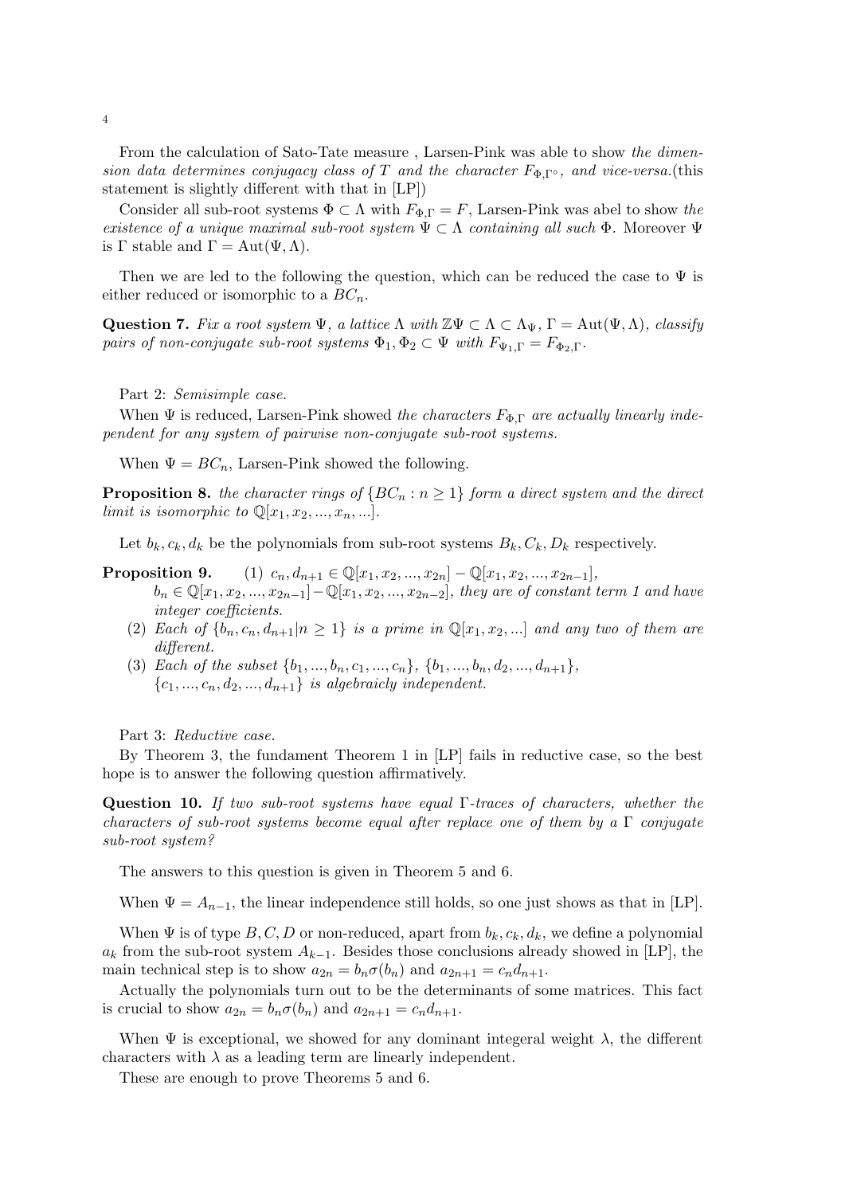From the calculation of Sato-Tate measure , Larsen-Pink was able to show *the dimension data determines conjugacy class of $T$ and the character $F_{\Phi,\Gamma^\circ}$, and vice-versa.*(this statement is slightly different with that in [LP])

Consider all sub-root systems $\Phi \subset \Lambda$ with $F_{\Phi,\Gamma} = F$, Larsen-Pink was abel to show *the existence of a unique maximal sub-root system $\Psi \subset \Lambda$ containing all such $\Phi$.* Moreover $\Psi$ is $\Gamma$ stable and $\Gamma = \mathrm{Aut}(\Psi, \Lambda)$.

Then we are led to the following the question, which can be reduced the case to $\Psi$ is either reduced or isomorphic to a $BC_n$.

**Question 7.** *Fix a root system $\Psi$, a lattice $\Lambda$ with $\mathbb{Z}\Psi \subset \Lambda \subset \Lambda_\Psi$, $\Gamma = \mathrm{Aut}(\Psi, \Lambda)$, classify pairs of non-conjugate sub-root systems $\Phi_1, \Phi_2 \subset \Psi$ with $F_{\Psi_1,\Gamma} = F_{\Phi_2,\Gamma}$.*

Part 2: *Semisimple case.*

When $\Psi$ is reduced, Larsen-Pink showed *the characters $F_{\Phi,\Gamma}$ are actually linearly independent for any system of pairwise non-conjugate sub-root systems.*

When $\Psi = BC_n$, Larsen-Pink showed the following.

**Proposition 8.** *the character rings of $\{BC_n : n \geq 1\}$ form a direct system and the direct limit is isomorphic to $\mathbb{Q}[x_1, x_2, ..., x_n, ...]$.*

Let $b_k, c_k, d_k$ be the polynomials from sub-root systems $B_k, C_k, D_k$ respectively.

**Proposition 9.**
1. $c_n, d_{n+1} \in \mathbb{Q}[x_1, x_2, ..., x_{2n}] - \mathbb{Q}[x_1, x_2, ..., x_{2n-1}]$, $b_n \in \mathbb{Q}[x_1, x_2, ..., x_{2n-1}] - \mathbb{Q}[x_1, x_2, ..., x_{2n-2}]$, *they are of constant term 1 and have integer coefficients.*
2. *Each of $\{b_n, c_n, d_{n+1} | n \geq 1\}$ is a prime in $\mathbb{Q}[x_1, x_2, ...]$ and any two of them are different.*
3. *Each of the subset $\{b_1, ..., b_n, c_1, ..., c_n\}$, $\{b_1, ..., b_n, d_2, ..., d_{n+1}\}$, $\{c_1, ..., c_n, d_2, ..., d_{n+1}\}$ is algebraicly independent.*

Part 3: *Reductive case.*

By Theorem 3, the fundament Theorem 1 in [LP] fails in reductive case, so the best hope is to answer the following question affirmatively.

**Question 10.** *If two sub-root systems have equal $\Gamma$-traces of characters, whether the characters of sub-root systems become equal after replace one of them by a $\Gamma$ conjugate sub-root system?*

The answers to this question is given in Theorem 5 and 6.

When $\Psi = A_{n-1}$, the linear independence still holds, so one just shows as that in [LP].

When $\Psi$ is of type $B, C, D$ or non-reduced, apart from $b_k, c_k, d_k$, we define a polynomial $a_k$ from the sub-root system $A_{k-1}$. Besides those conclusions already showed in [LP], the main technical step is to show $a_{2n} = b_n\sigma(b_n)$ and $a_{2n+1} = c_n d_{n+1}$.

Actually the polynomials turn out to be the determinants of some matrices. This fact is crucial to show $a_{2n} = b_n\sigma(b_n)$ and $a_{2n+1} = c_n d_{n+1}$.

When $\Psi$ is exceptional, we showed for any dominant integeral weight $\lambda$, the different characters with $\lambda$ as a leading term are linearly independent.

These are enough to prove Theorems 5 and 6.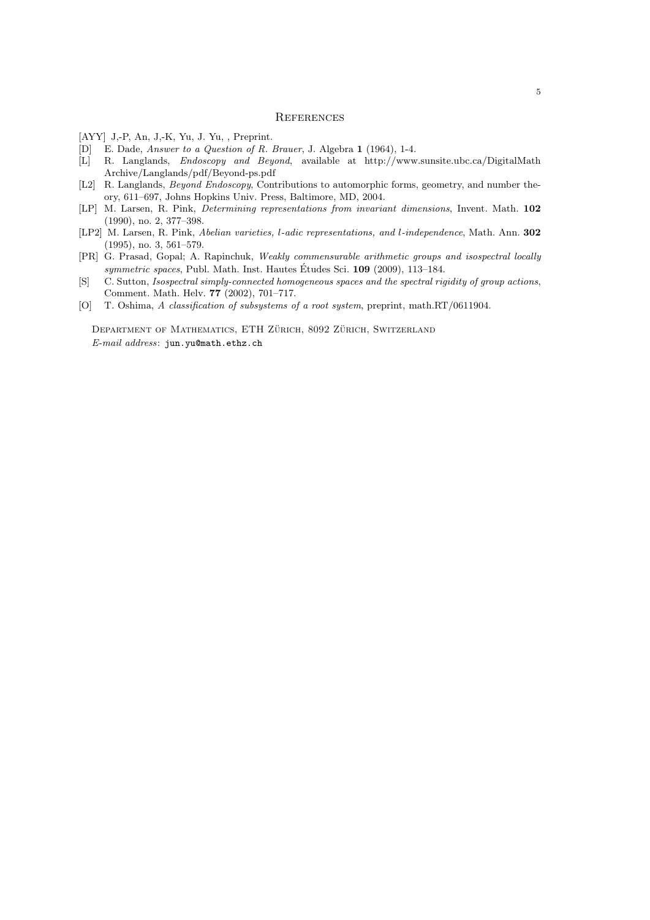## References

[AYY] J,-P, An, J,-K, Yu, J. Yu, , Preprint.

[D] E. Dade, *Answer to a Question of R. Brauer*, J. Algebra **1** (1964), 1-4.

[L] R. Langlands, *Endoscopy and Beyond*, available at http://www.sunsite.ubc.ca/DigitalMath Archive/Langlands/pdf/Beyond-ps.pdf

[L2] R. Langlands, *Beyond Endoscopy*, Contributions to automorphic forms, geometry, and number theory, 611–697, Johns Hopkins Univ. Press, Baltimore, MD, 2004.

[LP] M. Larsen, R. Pink, *Determining representations from invariant dimensions*, Invent. Math. **102** (1990), no. 2, 377–398.

[LP2] M. Larsen, R. Pink, *Abelian varieties, l-adic representations, and l-independence*, Math. Ann. **302** (1995), no. 3, 561–579.

[PR] G. Prasad, Gopal; A. Rapinchuk, *Weakly commensurable arithmetic groups and isospectral locally symmetric spaces*, Publ. Math. Inst. Hautes Études Sci. **109** (2009), 113–184.

[S] C. Sutton, *Isospectral simply-connected homogeneous spaces and the spectral rigidity of group actions*, Comment. Math. Helv. **77** (2002), 701–717.

[O] T. Oshima, *A classification of subsystems of a root system*, preprint, math.RT/0611904.

Department of Mathematics, ETH Zürich, 8092 Zürich, Switzerland

*E-mail address*: jun.yu@math.ethz.ch